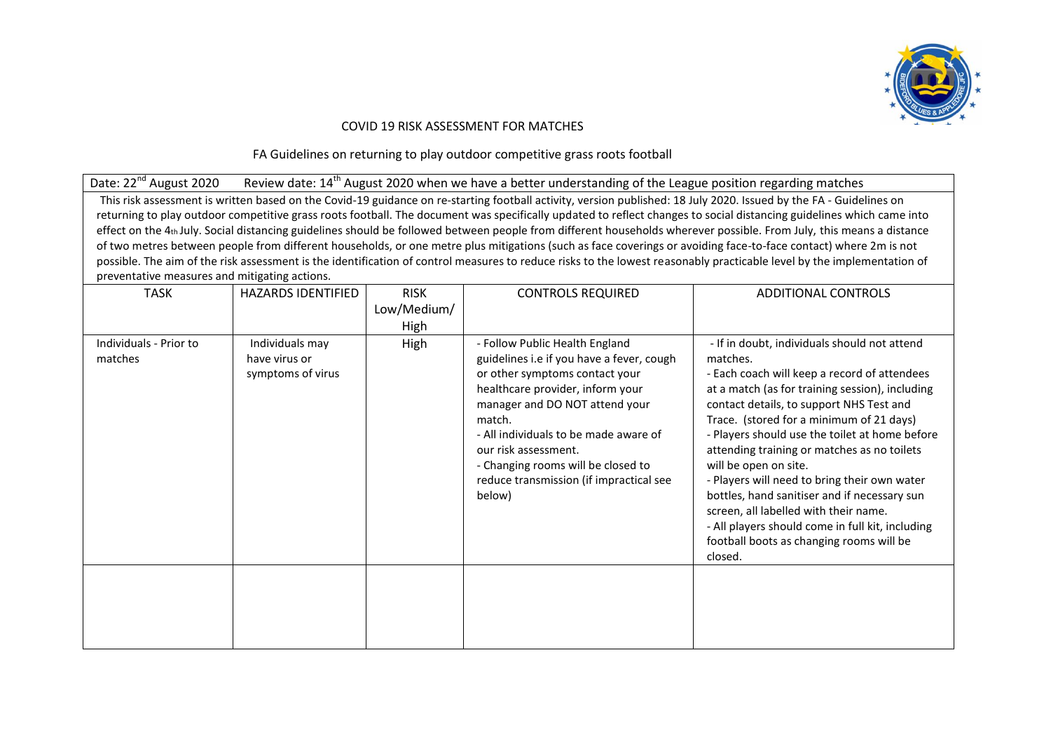# COVID 19 RISK ASSESSMENT FOR MATCHES

## FA Guidelines on returning to play outdoor competitive grass roots football

Date: 22nd August 2020 Review date: 14th August 2020 when we have a better understanding of the League position regarding matches

This risk assessment is written based on the Covid-19 guidance on re-starting football activity, version published: 18 July 2020. Issued by the FA - Guidelines on returning to play outdoor competitive grass roots football. The document was specifically updated to reflect changes to social distancing guidelines which came into effect on the 4th July. Social distancing guidelines should be followed between people from different households wherever possible. From July, this means a distance of two metres between people from different households, or one metre plus mitigations (such as face coverings or avoiding face-to-face contact) where 2m is not possible. The aim of the risk assessment is the identification of control measures to reduce risks to the lowest reasonably practicable level by the implementation of preventative measures and mitigating actions.

| TASK | HAZARDS IDENTIFIED | RISK Low/Medium/ High | CONTROLS REQUIRED | ADDITIONAL CONTROLS |
|---|---|---|---|---|
| Individuals - Prior to matches | Individuals may have virus or symptoms of virus | High | - Follow Public Health England guidelines i.e if you have a fever, cough or other symptoms contact your healthcare provider, inform your manager and DO NOT attend your match.<br>- All individuals to be made aware of our risk assessment.<br>- Changing rooms will be closed to reduce transmission (if impractical see below) | - If in doubt, individuals should not attend matches.<br>- Each coach will keep a record of attendees at a match (as for training session), including contact details, to support NHS Test and Trace. (stored for a minimum of 21 days)<br>- Players should use the toilet at home before attending training or matches as no toilets will be open on site.<br>- Players will need to bring their own water bottles, hand sanitiser and if necessary sun screen, all labelled with their name.<br>- All players should come in full kit, including football boots as changing rooms will be closed. |
| | | | | |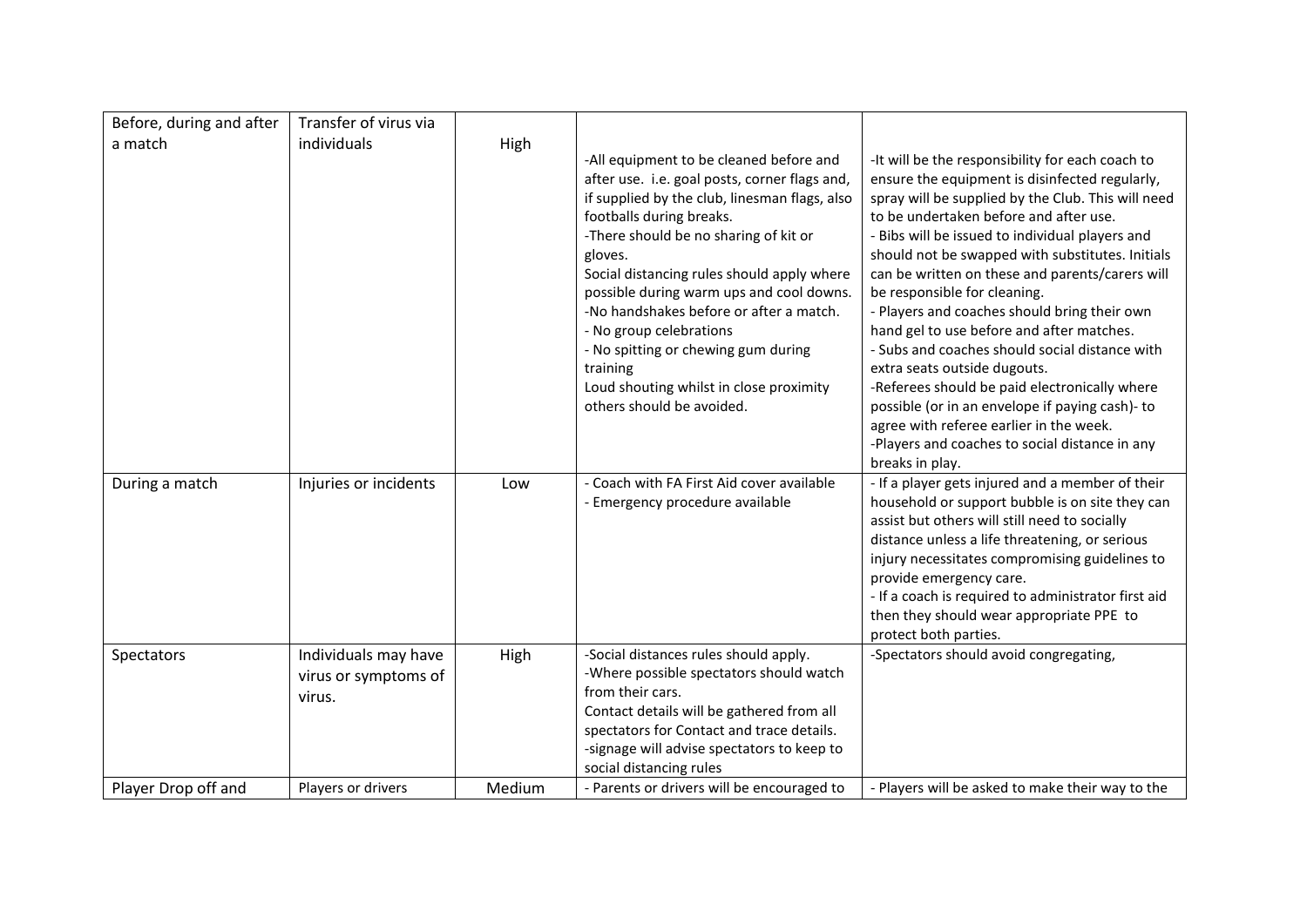| Before, during and after a match | Transfer of virus via individuals | High | -All equipment to be cleaned before and after use. i.e. goal posts, corner flags and, if supplied by the club, linesman flags, also footballs during breaks.<br>-There should be no sharing of kit or gloves.<br>Social distancing rules should apply where possible during warm ups and cool downs.<br>-No handshakes before or after a match.<br>- No group celebrations<br>- No spitting or chewing gum during training<br>Loud shouting whilst in close proximity others should be avoided. | -It will be the responsibility for each coach to ensure the equipment is disinfected regularly, spray will be supplied by the Club. This will need to be undertaken before and after use.<br>- Bibs will be issued to individual players and should not be swapped with substitutes. Initials can be written on these and parents/carers will be responsible for cleaning.<br>- Players and coaches should bring their own hand gel to use before and after matches.<br>- Subs and coaches should social distance with extra seats outside dugouts.<br>-Referees should be paid electronically where possible (or in an envelope if paying cash)- to agree with referee earlier in the week.<br>-Players and coaches to social distance in any breaks in play. |
|---|---|---|---|---|
| During a match | Injuries or incidents | Low | - Coach with FA First Aid cover available<br>- Emergency procedure available | - If a player gets injured and a member of their household or support bubble is on site they can assist but others will still need to socially distance unless a life threatening, or serious injury necessitates compromising guidelines to provide emergency care.<br>- If a coach is required to administrator first aid then they should wear appropriate PPE to protect both parties. |
| Spectators | Individuals may have virus or symptoms of virus. | High | -Social distances rules should apply.<br>-Where possible spectators should watch from their cars.<br>Contact details will be gathered from all spectators for Contact and trace details.<br>-signage will advise spectators to keep to social distancing rules | -Spectators should avoid congregating, |
| Player Drop off and | Players or drivers | Medium | - Parents or drivers will be encouraged to | - Players will be asked to make their way to the |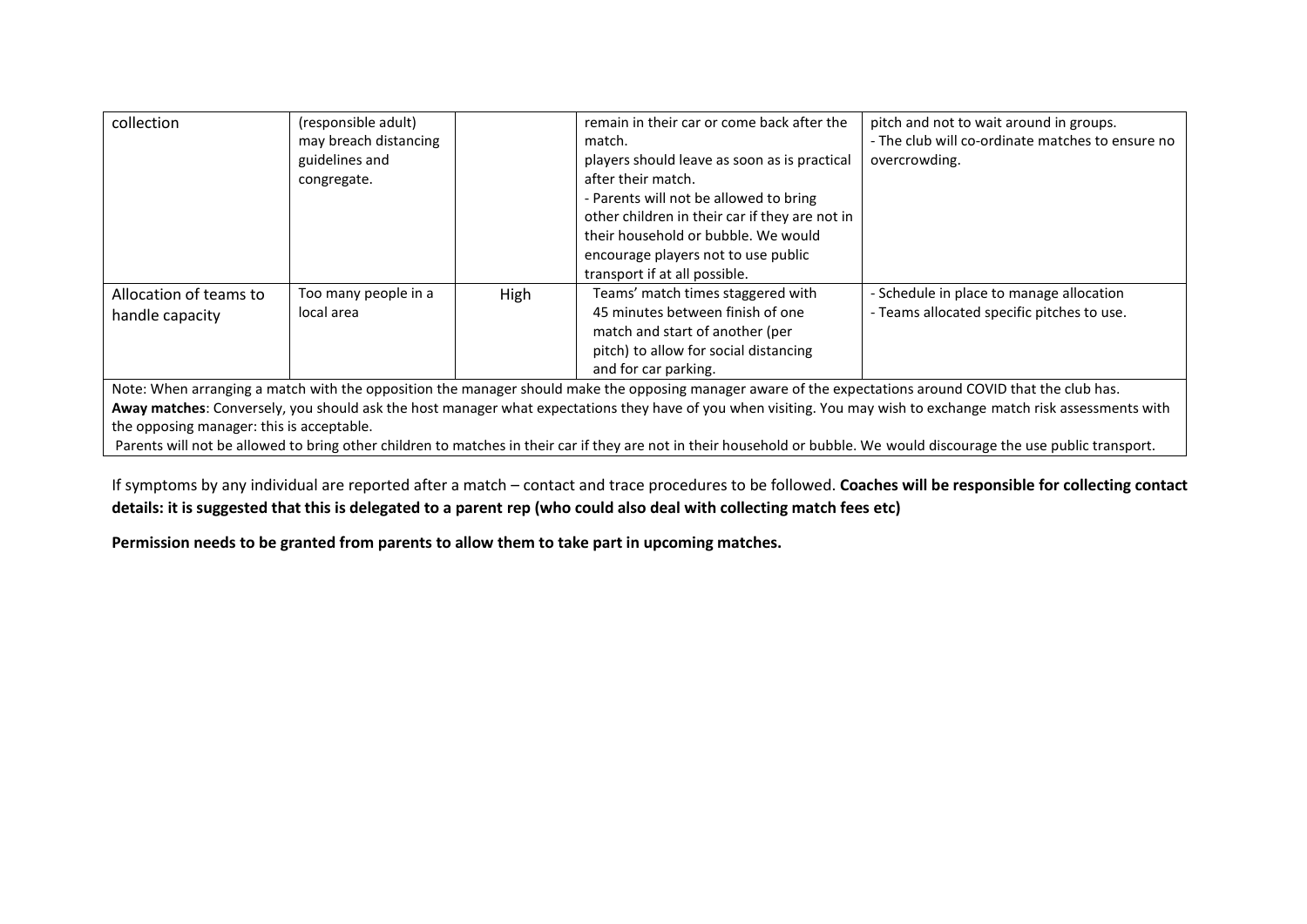| collection | (responsible adult) may breach distancing guidelines and congregate. | | remain in their car or come back after the match. players should leave as soon as is practical after their match. - Parents will not be allowed to bring other children in their car if they are not in their household or bubble. We would encourage players not to use public transport if at all possible. | pitch and not to wait around in groups. - The club will co-ordinate matches to ensure no overcrowding. |
|---|---|---|---|---|
| Allocation of teams to handle capacity | Too many people in a local area | High | Teams' match times staggered with 45 minutes between finish of one match and start of another (per pitch) to allow for social distancing and for car parking. | - Schedule in place to manage allocation - Teams allocated specific pitches to use. |
| Note: When arranging a match with the opposition the manager should make the opposing manager aware of the expectations around COVID that the club has. **Away matches**: Conversely, you should ask the host manager what expectations they have of you when visiting. You may wish to exchange match risk assessments with the opposing manager: this is acceptable. Parents will not be allowed to bring other children to matches in their car if they are not in their household or bubble. We would discourage the use public transport. | | | | |

If symptoms by any individual are reported after a match – contact and trace procedures to be followed. **Coaches will be responsible for collecting contact details: it is suggested that this is delegated to a parent rep (who could also deal with collecting match fees etc)**

**Permission needs to be granted from parents to allow them to take part in upcoming matches.**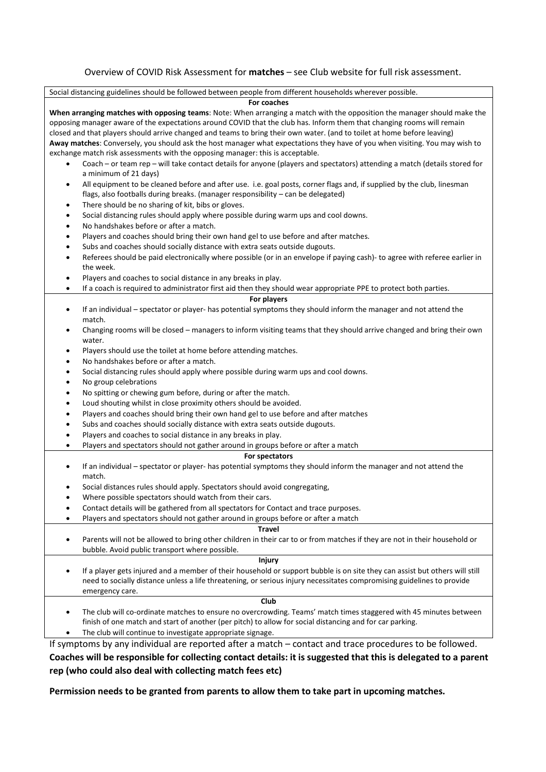Overview of COVID Risk Assessment for **matches** – see Club website for full risk assessment.

Social distancing guidelines should be followed between people from different households wherever possible.

### For coaches

**When arranging matches with opposing teams**: Note: When arranging a match with the opposition the manager should make the opposing manager aware of the expectations around COVID that the club has. Inform them that changing rooms will remain closed and that players should arrive changed and teams to bring their own water. (and to toilet at home before leaving)

**Away matches**: Conversely, you should ask the host manager what expectations they have of you when visiting. You may wish to exchange match risk assessments with the opposing manager: this is acceptable.

- Coach – or team rep – will take contact details for anyone (players and spectators) attending a match (details stored for a minimum of 21 days)
- All equipment to be cleaned before and after use. i.e. goal posts, corner flags and, if supplied by the club, linesman flags, also footballs during breaks. (manager responsibility – can be delegated)
- There should be no sharing of kit, bibs or gloves.
- Social distancing rules should apply where possible during warm ups and cool downs.
- No handshakes before or after a match.
- Players and coaches should bring their own hand gel to use before and after matches.
- Subs and coaches should socially distance with extra seats outside dugouts.
- Referees should be paid electronically where possible (or in an envelope if paying cash)- to agree with referee earlier in the week.
- Players and coaches to social distance in any breaks in play.
- If a coach is required to administrator first aid then they should wear appropriate PPE to protect both parties.

### For players

- If an individual – spectator or player- has potential symptoms they should inform the manager and not attend the match.
- Changing rooms will be closed – managers to inform visiting teams that they should arrive changed and bring their own water.
- Players should use the toilet at home before attending matches.
- No handshakes before or after a match.
- Social distancing rules should apply where possible during warm ups and cool downs.
- No group celebrations
- No spitting or chewing gum before, during or after the match.
- Loud shouting whilst in close proximity others should be avoided.
- Players and coaches should bring their own hand gel to use before and after matches
- Subs and coaches should socially distance with extra seats outside dugouts.
- Players and coaches to social distance in any breaks in play.
- Players and spectators should not gather around in groups before or after a match

### For spectators

- If an individual – spectator or player- has potential symptoms they should inform the manager and not attend the match.
- Social distances rules should apply. Spectators should avoid congregating,
- Where possible spectators should watch from their cars.
- Contact details will be gathered from all spectators for Contact and trace purposes.
- Players and spectators should not gather around in groups before or after a match

### Travel

- Parents will not be allowed to bring other children in their car to or from matches if they are not in their household or bubble. Avoid public transport where possible.

### Injury

- If a player gets injured and a member of their household or support bubble is on site they can assist but others will still need to socially distance unless a life threatening, or serious injury necessitates compromising guidelines to provide emergency care.

### Club

- The club will co-ordinate matches to ensure no overcrowding. Teams' match times staggered with 45 minutes between finish of one match and start of another (per pitch) to allow for social distancing and for car parking.
- The club will continue to investigate appropriate signage.

If symptoms by any individual are reported after a match – contact and trace procedures to be followed.

**Coaches will be responsible for collecting contact details: it is suggested that this is delegated to a parent rep (who could also deal with collecting match fees etc)**

**Permission needs to be granted from parents to allow them to take part in upcoming matches.**